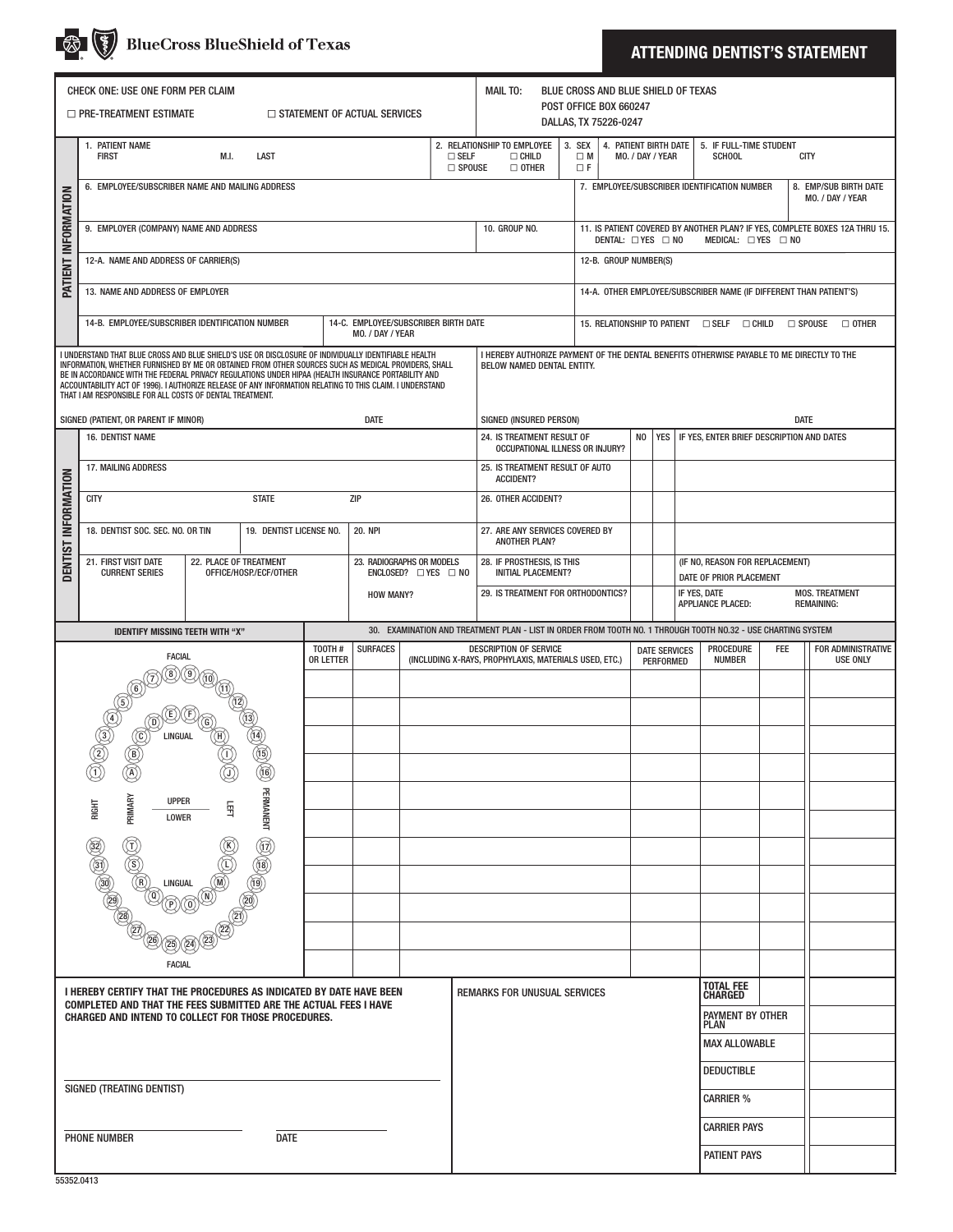BlueCross BlueShield of Texas

# ATTENDING DENTIST'S STATEMENT

CHECK ONE: USE ONE FORM PER CLAIM

☐ PRE-TREATMENT ESTIMATE ☐ STATEMENT OF ACTUAL SERVICES

MAIL TO: BLUE CROSS AND BLUE SHIELD OF TEXAS
POST OFFICE BOX 660247
DALLAS, TX 75226-0247

## PATIENT INFORMATION

1. PATIENT NAME FIRST M.I. LAST
2. RELATIONSHIP TO EMPLOYEE ☐ SELF ☐ CHILD ☐ SPOUSE ☐ OTHER
3. SEX ☐ M ☐ F
4. PATIENT BIRTH DATE MO. / DAY / YEAR
5. IF FULL-TIME STUDENT SCHOOL CITY
6. EMPLOYEE/SUBSCRIBER NAME AND MAILING ADDRESS
7. EMPLOYEE/SUBSCRIBER IDENTIFICATION NUMBER
8. EMP/SUB BIRTH DATE MO. / DAY / YEAR
9. EMPLOYER (COMPANY) NAME AND ADDRESS
10. GROUP NO.
11. IS PATIENT COVERED BY ANOTHER PLAN? IF YES, COMPLETE BOXES 12A THRU 15. DENTAL: ☐ YES ☐ NO MEDICAL: ☐ YES ☐ NO
12-A. NAME AND ADDRESS OF CARRIER(S)
12-B. GROUP NUMBER(S)
13. NAME AND ADDRESS OF EMPLOYER
14-A. OTHER EMPLOYEE/SUBSCRIBER NAME (IF DIFFERENT THAN PATIENT'S)
14-B. EMPLOYEE/SUBSCRIBER IDENTIFICATION NUMBER
14-C. EMPLOYEE/SUBSCRIBER BIRTH DATE MO. / DAY / YEAR
15. RELATIONSHIP TO PATIENT ☐ SELF ☐ CHILD ☐ SPOUSE ☐ OTHER

I UNDERSTAND THAT BLUE CROSS AND BLUE SHIELD'S USE OR DISCLOSURE OF INDIVIDUALLY IDENTIFIABLE HEALTH INFORMATION, WHETHER FURNISHED BY ME OR OBTAINED FROM OTHER SOURCES SUCH AS MEDICAL PROVIDERS, SHALL BE IN ACCORDANCE WITH THE FEDERAL PRIVACY REGULATIONS UNDER HIPAA (HEALTH INSURANCE PORTABILITY AND ACCOUNTABILITY ACT OF 1996). I AUTHORIZE RELEASE OF ANY INFORMATION RELATING TO THIS CLAIM. I UNDERSTAND THAT I AM RESPONSIBLE FOR ALL COSTS OF DENTAL TREATMENT.

SIGNED (PATIENT, OR PARENT IF MINOR) DATE

I HEREBY AUTHORIZE PAYMENT OF THE DENTAL BENEFITS OTHERWISE PAYABLE TO ME DIRECTLY TO THE BELOW NAMED DENTAL ENTITY.

SIGNED (INSURED PERSON) DATE

## DENTIST INFORMATION

16. DENTIST NAME
17. MAILING ADDRESS
CITY STATE ZIP
18. DENTIST SOC. SEC. NO. OR TIN
19. DENTIST LICENSE NO.
20. NPI
21. FIRST VISIT DATE CURRENT SERIES
22. PLACE OF TREATMENT OFFICE/HOSP./ECF/OTHER
23. RADIOGRAPHS OR MODELS ENCLOSED? ☐ YES ☐ NO HOW MANY?

| | NO | YES | IF YES, ENTER BRIEF DESCRIPTION AND DATES |
|---|---|---|---|
| 24. IS TREATMENT RESULT OF OCCUPATIONAL ILLNESS OR INJURY? | | | |
| 25. IS TREATMENT RESULT OF AUTO ACCIDENT? | | | |
| 26. OTHER ACCIDENT? | | | |
| 27. ARE ANY SERVICES COVERED BY ANOTHER PLAN? | | | |
| 28. IF PROSTHESIS, IS THIS INITIAL PLACEMENT? | | | (IF NO, REASON FOR REPLACEMENT) DATE OF PRIOR PLACEMENT |
| 29. IS TREATMENT FOR ORTHODONTICS? | | | IF YES, DATE APPLIANCE PLACED: MOS. TREATMENT REMAINING: |

IDENTIFY MISSING TEETH WITH "X"

FACIAL — UPPER: RIGHT 1–8, 9–16 LEFT; PRIMARY A–J; LINGUAL — LOWER: 32–25, 24–17; PRIMARY T–K; FACIAL — PERMANENT

30. EXAMINATION AND TREATMENT PLAN - LIST IN ORDER FROM TOOTH NO. 1 THROUGH TOOTH NO.32 - USE CHARTING SYSTEM

| TOOTH # OR LETTER | SURFACES | DESCRIPTION OF SERVICE (INCLUDING X-RAYS, PROPHYLAXIS, MATERIALS USED, ETC.) | DATE SERVICES PERFORMED | PROCEDURE NUMBER | FEE | FOR ADMINISTRATIVE USE ONLY |
|---|---|---|---|---|---|---|
| | | | | | | |
| | | | | | | |
| | | | | | | |
| | | | | | | |
| | | | | | | |
| | | | | | | |
| | | | | | | |
| | | | | | | |
| | | | | | | |
| | | | | | | |
| | | | | | | |

I HEREBY CERTIFY THAT THE PROCEDURES AS INDICATED BY DATE HAVE BEEN COMPLETED AND THAT THE FEES SUBMITTED ARE THE ACTUAL FEES I HAVE CHARGED AND INTEND TO COLLECT FOR THOSE PROCEDURES.

SIGNED (TREATING DENTIST)

PHONE NUMBER DATE

REMARKS FOR UNUSUAL SERVICES

| | | |
|---|---|---|
| TOTAL FEE CHARGED | | |
| PAYMENT BY OTHER PLAN | | |
| MAX ALLOWABLE | | |
| DEDUCTIBLE | | |
| CARRIER % | | |
| CARRIER PAYS | | |
| PATIENT PAYS | | |

55352.0413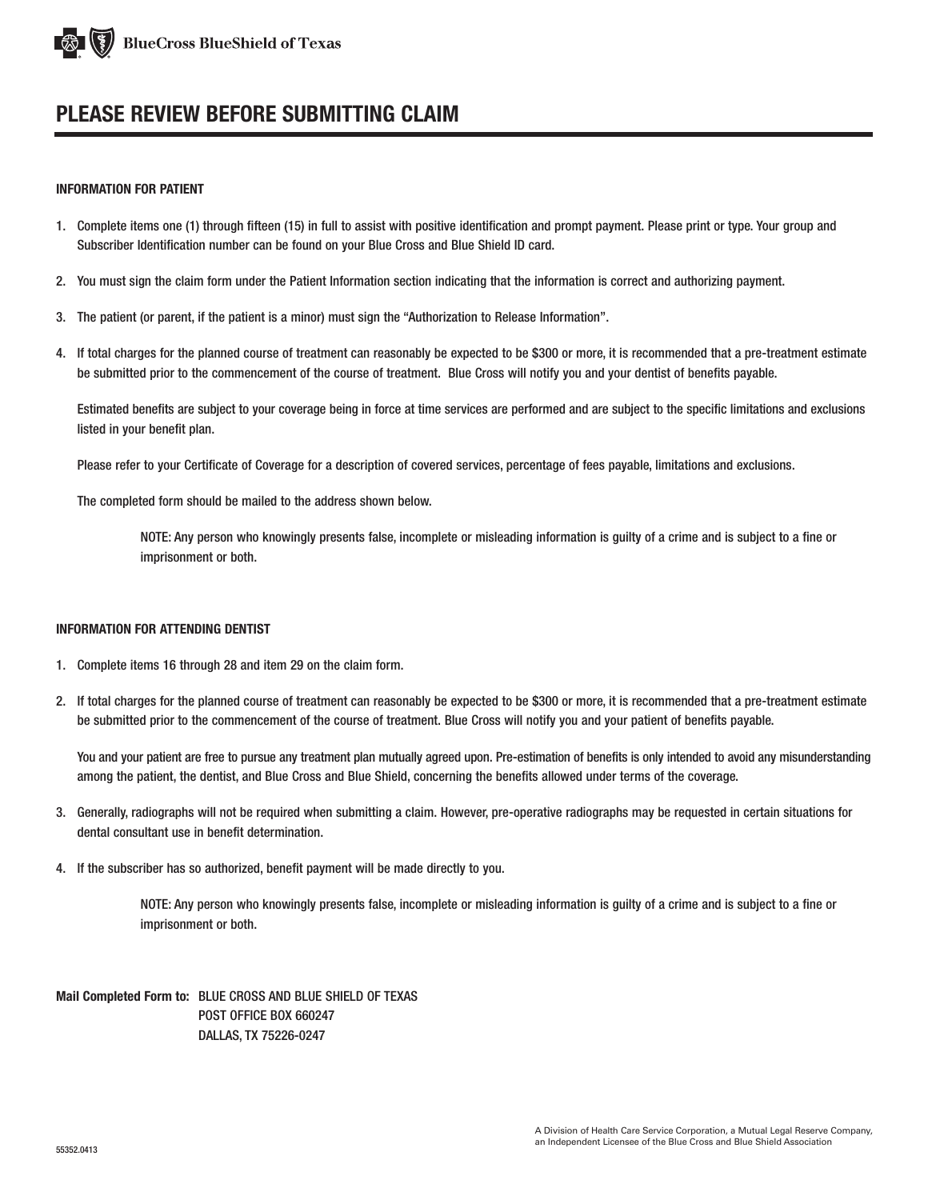BlueCross BlueShield of Texas

# PLEASE REVIEW BEFORE SUBMITTING CLAIM

**INFORMATION FOR PATIENT**

1. Complete items one (1) through fifteen (15) in full to assist with positive identification and prompt payment. Please print or type. Your group and Subscriber Identification number can be found on your Blue Cross and Blue Shield ID card.

2. You must sign the claim form under the Patient Information section indicating that the information is correct and authorizing payment.

3. The patient (or parent, if the patient is a minor) must sign the "Authorization to Release Information".

4. If total charges for the planned course of treatment can reasonably be expected to be $300 or more, it is recommended that a pre-treatment estimate be submitted prior to the commencement of the course of treatment. Blue Cross will notify you and your dentist of benefits payable.

   Estimated benefits are subject to your coverage being in force at time services are performed and are subject to the specific limitations and exclusions listed in your benefit plan.

   Please refer to your Certificate of Coverage for a description of covered services, percentage of fees payable, limitations and exclusions.

   The completed form should be mailed to the address shown below.

   NOTE: Any person who knowingly presents false, incomplete or misleading information is guilty of a crime and is subject to a fine or imprisonment or both.

**INFORMATION FOR ATTENDING DENTIST**

1. Complete items 16 through 28 and item 29 on the claim form.

2. If total charges for the planned course of treatment can reasonably be expected to be $300 or more, it is recommended that a pre-treatment estimate be submitted prior to the commencement of the course of treatment. Blue Cross will notify you and your patient of benefits payable.

   You and your patient are free to pursue any treatment plan mutually agreed upon. Pre-estimation of benefits is only intended to avoid any misunderstanding among the patient, the dentist, and Blue Cross and Blue Shield, concerning the benefits allowed under terms of the coverage.

3. Generally, radiographs will not be required when submitting a claim. However, pre-operative radiographs may be requested in certain situations for dental consultant use in benefit determination.

4. If the subscriber has so authorized, benefit payment will be made directly to you.

   NOTE: Any person who knowingly presents false, incomplete or misleading information is guilty of a crime and is subject to a fine or imprisonment or both.

**Mail Completed Form to:** BLUE CROSS AND BLUE SHIELD OF TEXAS
POST OFFICE BOX 660247
DALLAS, TX 75226-0247

55352.0413

A Division of Health Care Service Corporation, a Mutual Legal Reserve Company, an Independent Licensee of the Blue Cross and Blue Shield Association